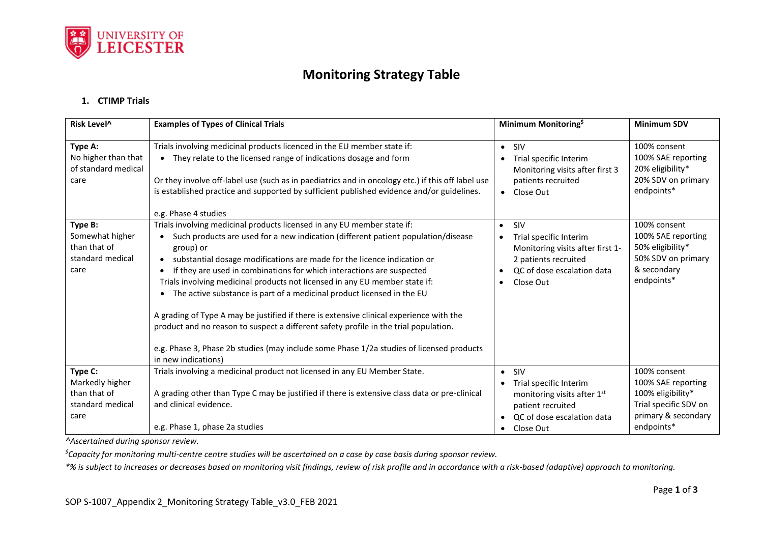# Monitoring Strategy Table

## 1. CTIMP Trials

| Risk Level^ | Examples of Types of Clinical Trials | Minimum Monitoring$ | Minimum SDV |
|---|---|---|---|
| **Type A:** No higher than that of standard medical care | Trials involving medicinal products licenced in the EU member state if:<br>• They relate to the licensed range of indications dosage and form<br><br>Or they involve off-label use (such as in paediatrics and in oncology etc.) if this off label use is established practice and supported by sufficient published evidence and/or guidelines.<br><br>e.g. Phase 4 studies | • SIV<br>• Trial specific Interim Monitoring visits after first 3 patients recruited<br>• Close Out | 100% consent<br>100% SAE reporting<br>20% eligibility*<br>20% SDV on primary endpoints* |
| **Type B:** Somewhat higher than that of standard medical care | Trials involving medicinal products licensed in any EU member state if:<br>• Such products are used for a new indication (different patient population/disease group) or<br>• substantial dosage modifications are made for the licence indication or<br>• If they are used in combinations for which interactions are suspected<br>Trials involving medicinal products not licensed in any EU member state if:<br>• The active substance is part of a medicinal product licensed in the EU<br><br>A grading of Type A may be justified if there is extensive clinical experience with the product and no reason to suspect a different safety profile in the trial population.<br><br>e.g. Phase 3, Phase 2b studies (may include some Phase 1/2a studies of licensed products in new indications) | • SIV<br>• Trial specific Interim Monitoring visits after first 1-2 patients recruited<br>• QC of dose escalation data<br>• Close Out | 100% consent<br>100% SAE reporting<br>50% eligibility*<br>50% SDV on primary & secondary endpoints* |
| **Type C:** Markedly higher than that of standard medical care | Trials involving a medicinal product not licensed in any EU Member State.<br><br>A grading other than Type C may be justified if there is extensive class data or pre-clinical and clinical evidence.<br><br>e.g. Phase 1, phase 2a studies | • SIV<br>• Trial specific Interim monitoring visits after 1st patient recruited<br>• QC of dose escalation data<br>• Close Out | 100% consent<br>100% SAE reporting<br>100% eligibility*<br>Trial specific SDV on primary & secondary endpoints* |

*^Ascertained during sponsor review.*

*$Capacity for monitoring multi-centre centre studies will be ascertained on a case by case basis during sponsor review.*

**% is subject to increases or decreases based on monitoring visit findings, review of risk profile and in accordance with a risk-based (adaptive) approach to monitoring.*

SOP S-1007_Appendix 2_Monitoring Strategy Table_v3.0_FEB 2021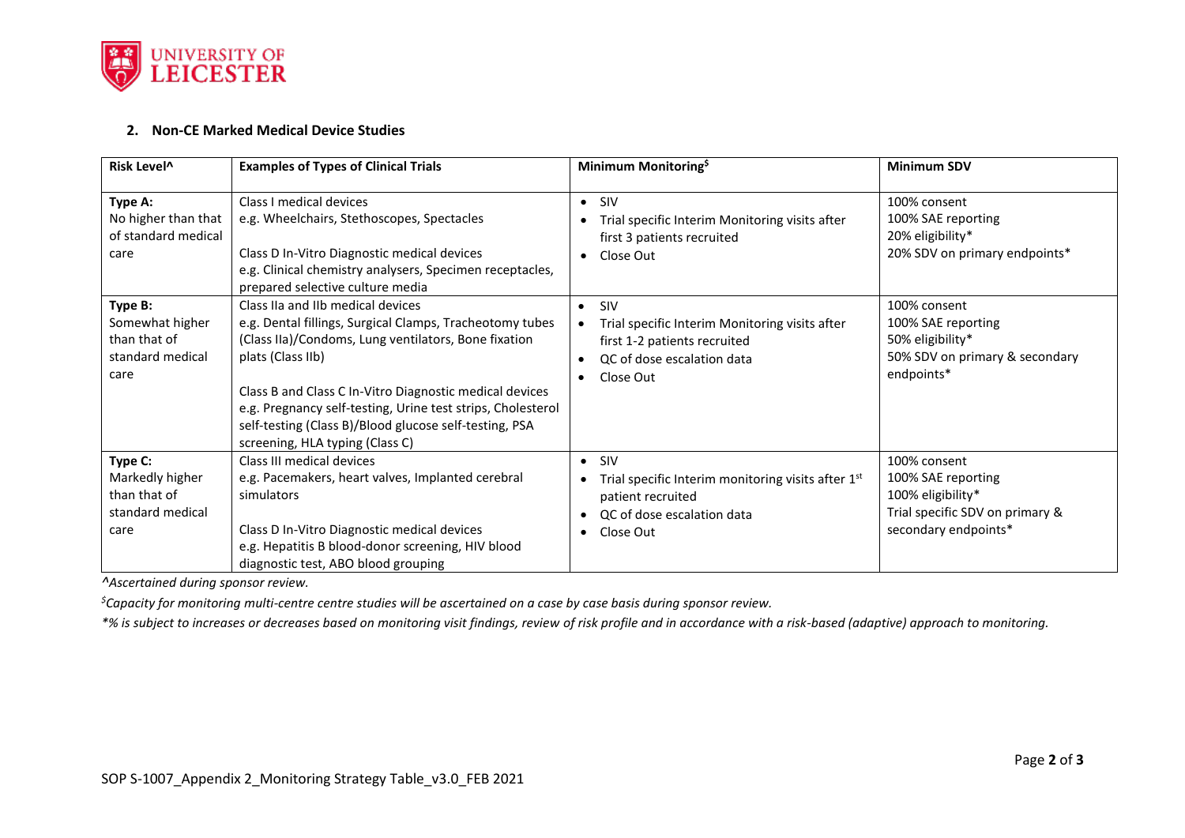## 2. Non-CE Marked Medical Device Studies

| Risk Level^ | Examples of Types of Clinical Trials | Minimum Monitoring$ | Minimum SDV |
|---|---|---|---|
| **Type A:** No higher than that of standard medical care | Class I medical devices<br>e.g. Wheelchairs, Stethoscopes, Spectacles<br><br>Class D In-Vitro Diagnostic medical devices<br>e.g. Clinical chemistry analysers, Specimen receptacles, prepared selective culture media | • SIV<br>• Trial specific Interim Monitoring visits after first 3 patients recruited<br>• Close Out | 100% consent<br>100% SAE reporting<br>20% eligibility*<br>20% SDV on primary endpoints* |
| **Type B:** Somewhat higher than that of standard medical care | Class IIa and IIb medical devices<br>e.g. Dental fillings, Surgical Clamps, Tracheotomy tubes (Class IIa)/Condoms, Lung ventilators, Bone fixation plats (Class IIb)<br><br>Class B and Class C In-Vitro Diagnostic medical devices<br>e.g. Pregnancy self-testing, Urine test strips, Cholesterol self-testing (Class B)/Blood glucose self-testing, PSA screening, HLA typing (Class C) | • SIV<br>• Trial specific Interim Monitoring visits after first 1-2 patients recruited<br>• QC of dose escalation data<br>• Close Out | 100% consent<br>100% SAE reporting<br>50% eligibility*<br>50% SDV on primary & secondary endpoints* |
| **Type C:** Markedly higher than that of standard medical care | Class III medical devices<br>e.g. Pacemakers, heart valves, Implanted cerebral simulators<br><br>Class D In-Vitro Diagnostic medical devices<br>e.g. Hepatitis B blood-donor screening, HIV blood diagnostic test, ABO blood grouping | • SIV<br>• Trial specific Interim monitoring visits after 1st patient recruited<br>• QC of dose escalation data<br>• Close Out | 100% consent<br>100% SAE reporting<br>100% eligibility*<br>Trial specific SDV on primary & secondary endpoints* |

*^Ascertained during sponsor review.*

*$Capacity for monitoring multi-centre centre studies will be ascertained on a case by case basis during sponsor review.*

*\*% is subject to increases or decreases based on monitoring visit findings, review of risk profile and in accordance with a risk-based (adaptive) approach to monitoring.*

SOP S-1007_Appendix 2_Monitoring Strategy Table_v3.0_FEB 2021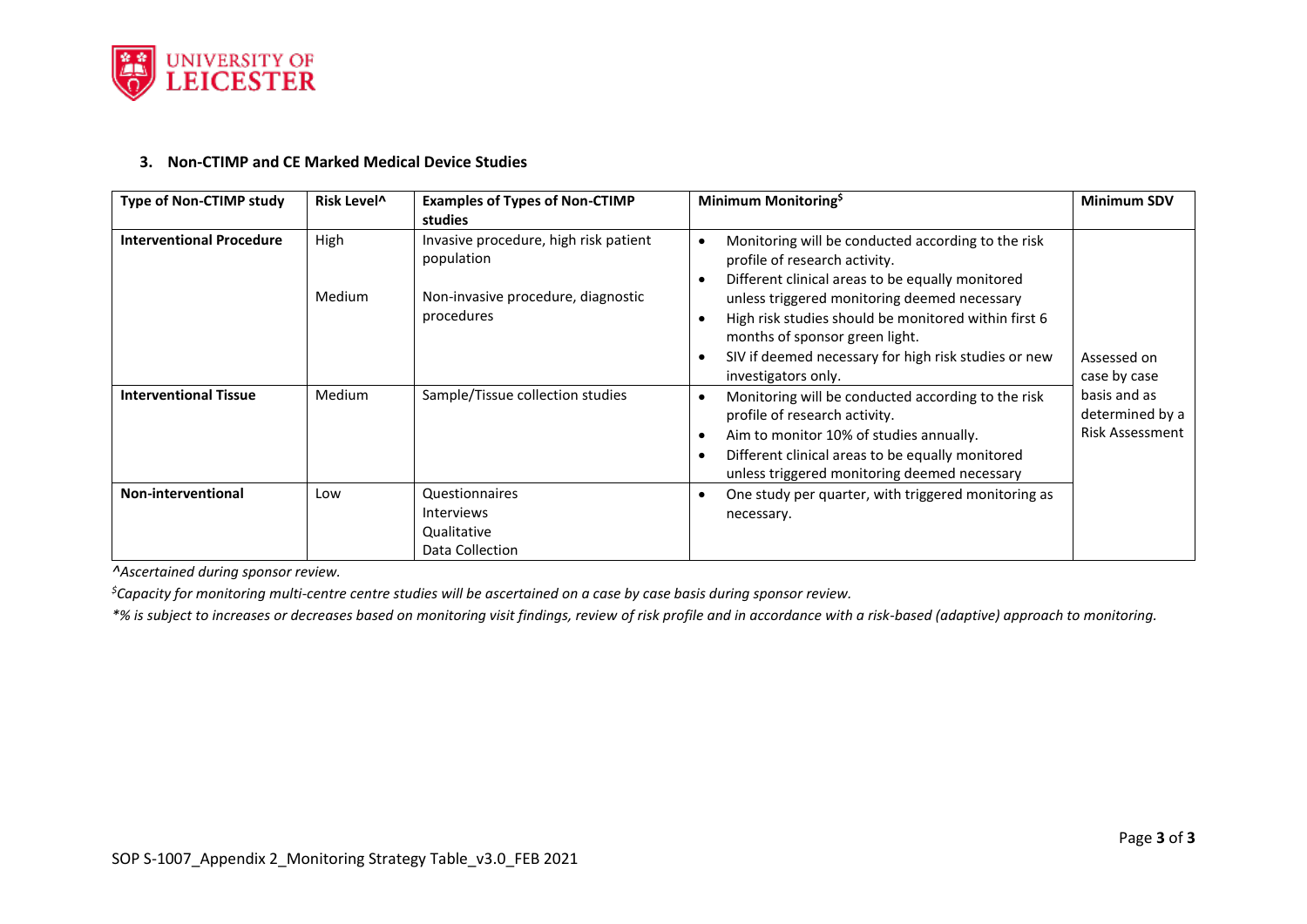### 3. Non-CTIMP and CE Marked Medical Device Studies

| Type of Non-CTIMP study | Risk Level^ | Examples of Types of Non-CTIMP studies | Minimum Monitoring$ | Minimum SDV |
|---|---|---|---|---|
| **Interventional Procedure** | High<br><br>Medium | Invasive procedure, high risk patient population<br><br>Non-invasive procedure, diagnostic procedures | • Monitoring will be conducted according to the risk profile of research activity.<br>• Different clinical areas to be equally monitored unless triggered monitoring deemed necessary<br>• High risk studies should be monitored within first 6 months of sponsor green light.<br>• SIV if deemed necessary for high risk studies or new investigators only. | Assessed on case by case basis and as determined by a Risk Assessment |
| **Interventional Tissue** | Medium | Sample/Tissue collection studies | • Monitoring will be conducted according to the risk profile of research activity.<br>• Aim to monitor 10% of studies annually.<br>• Different clinical areas to be equally monitored unless triggered monitoring deemed necessary | |
| **Non-interventional** | Low | Questionnaires<br>Interviews<br>Qualitative<br>Data Collection | • One study per quarter, with triggered monitoring as necessary. | |

*^Ascertained during sponsor review.*

*$Capacity for monitoring multi-centre centre studies will be ascertained on a case by case basis during sponsor review.*

*\*% is subject to increases or decreases based on monitoring visit findings, review of risk profile and in accordance with a risk-based (adaptive) approach to monitoring.*